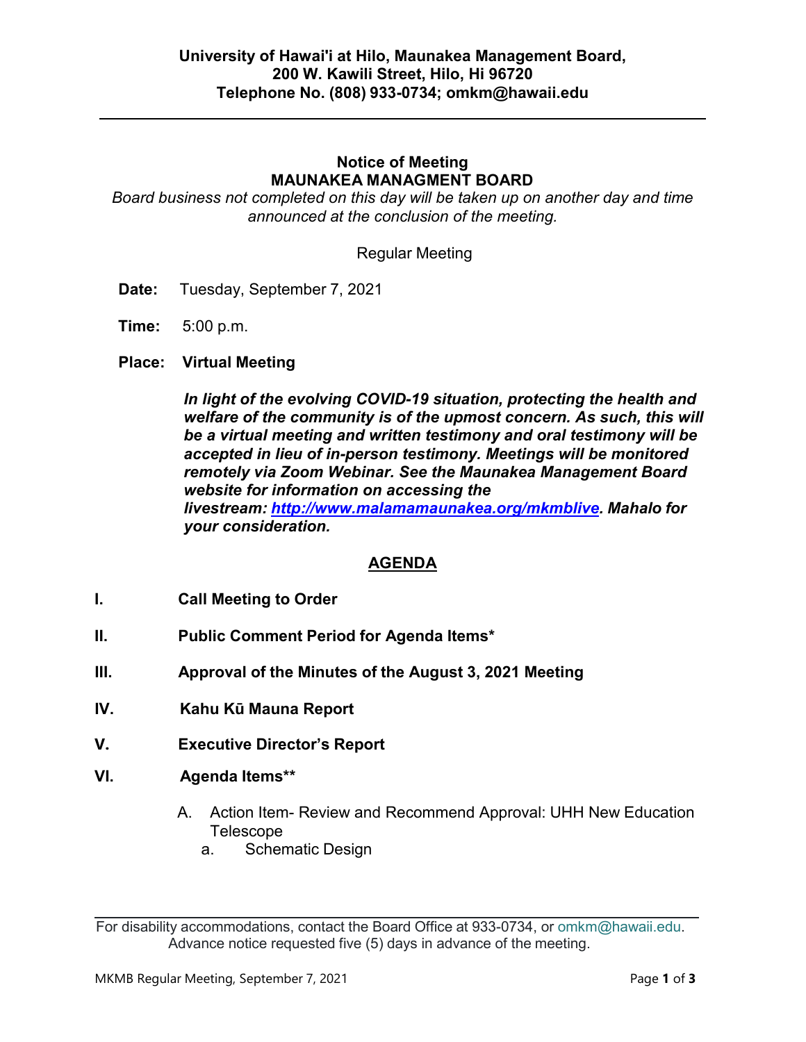**University of Hawai'i at Hilo, Maunakea Management Board,**
**200 W. Kawili Street, Hilo, Hi 96720**
**Telephone No. (808) 933-0734; omkm@hawaii.edu**

---

# Notice of Meeting
# MAUNAKEA MANAGMENT BOARD

*Board business not completed on this day will be taken up on another day and time announced at the conclusion of the meeting.*

Regular Meeting

**Date:** Tuesday, September 7, 2021

**Time:** 5:00 p.m.

**Place: Virtual Meeting**

***In light of the evolving COVID-19 situation, protecting the health and welfare of the community is of the upmost concern. As such, this will be a virtual meeting and written testimony and oral testimony will be accepted in lieu of in-person testimony. Meetings will be monitored remotely via Zoom Webinar. See the Maunakea Management Board website for information on accessing the livestream: [http://www.malamamaunakea.org/mkmblive](http://www.malamamaunakea.org/mkmblive). Mahalo for your consideration.***

## AGENDA

**I. Call Meeting to Order**

**II. Public Comment Period for Agenda Items***

**III. Approval of the Minutes of the August 3, 2021 Meeting**

**IV. Kahu Kū Mauna Report**

**V. Executive Director's Report**

**VI. Agenda Items****

A. Action Item- Review and Recommend Approval: UHH New Education Telescope
   a. Schematic Design

---

For disability accommodations, contact the Board Office at 933-0734, or omkm@hawaii.edu. Advance notice requested five (5) days in advance of the meeting.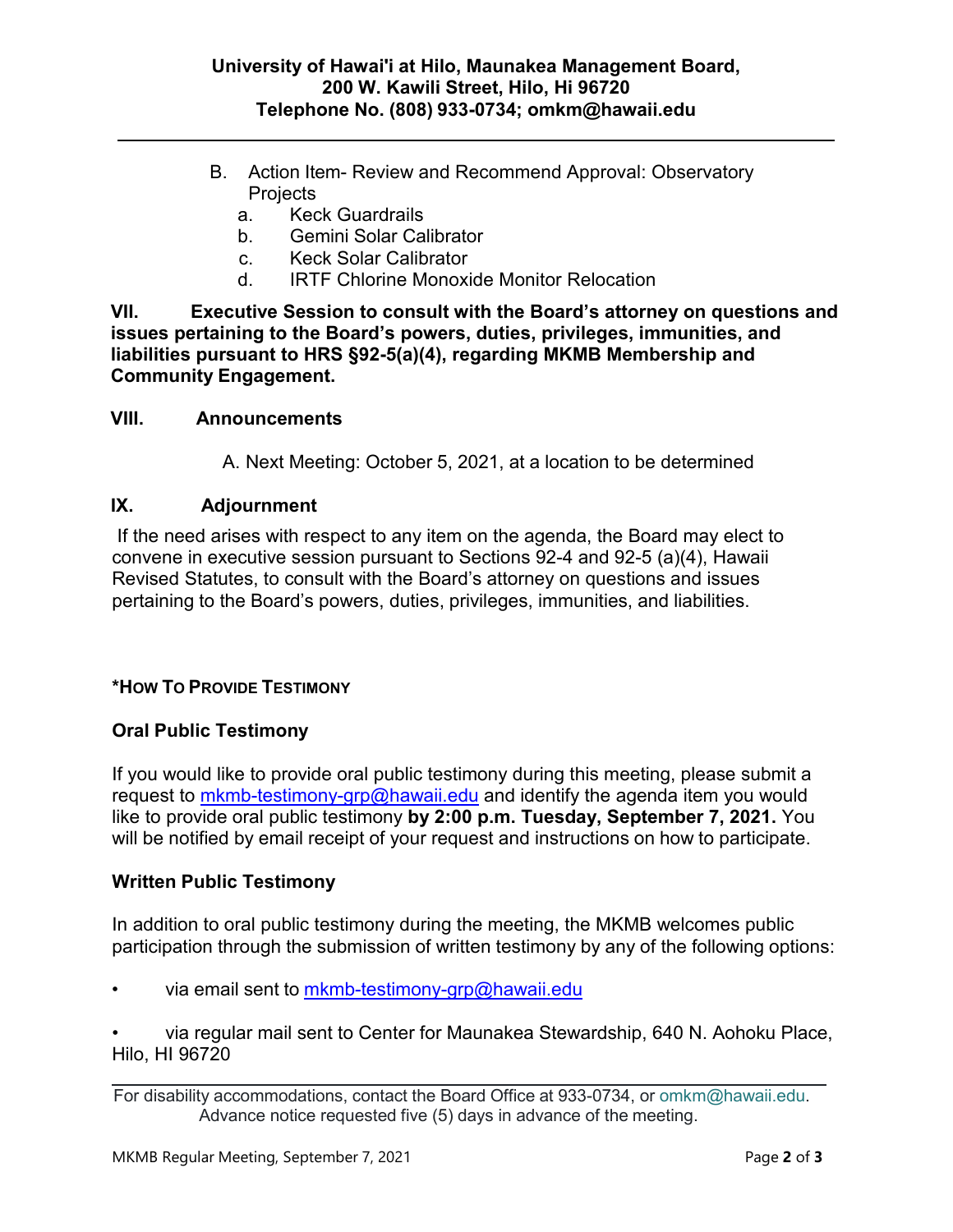**University of Hawai'i at Hilo, Maunakea Management Board,**
**200 W. Kawili Street, Hilo, Hi 96720**
**Telephone No. (808) 933-0734; omkm@hawaii.edu**

B. Action Item- Review and Recommend Approval: Observatory Projects
   a. Keck Guardrails
   b. Gemini Solar Calibrator
   c. Keck Solar Calibrator
   d. IRTF Chlorine Monoxide Monitor Relocation

**VII. Executive Session to consult with the Board's attorney on questions and issues pertaining to the Board's powers, duties, privileges, immunities, and liabilities pursuant to HRS §92-5(a)(4), regarding MKMB Membership and Community Engagement.**

**VIII. Announcements**

A. Next Meeting: October 5, 2021, at a location to be determined

**IX. Adjournment**

If the need arises with respect to any item on the agenda, the Board may elect to convene in executive session pursuant to Sections 92-4 and 92-5 (a)(4), Hawaii Revised Statutes, to consult with the Board's attorney on questions and issues pertaining to the Board's powers, duties, privileges, immunities, and liabilities.

**\*How To Provide Testimony**

**Oral Public Testimony**

If you would like to provide oral public testimony during this meeting, please submit a request to mkmb-testimony-grp@hawaii.edu and identify the agenda item you would like to provide oral public testimony **by 2:00 p.m. Tuesday, September 7, 2021.** You will be notified by email receipt of your request and instructions on how to participate.

**Written Public Testimony**

In addition to oral public testimony during the meeting, the MKMB welcomes public participation through the submission of written testimony by any of the following options:

- via email sent to mkmb-testimony-grp@hawaii.edu
- via regular mail sent to Center for Maunakea Stewardship, 640 N. Aohoku Place, Hilo, HI 96720

For disability accommodations, contact the Board Office at 933-0734, or omkm@hawaii.edu. Advance notice requested five (5) days in advance of the meeting.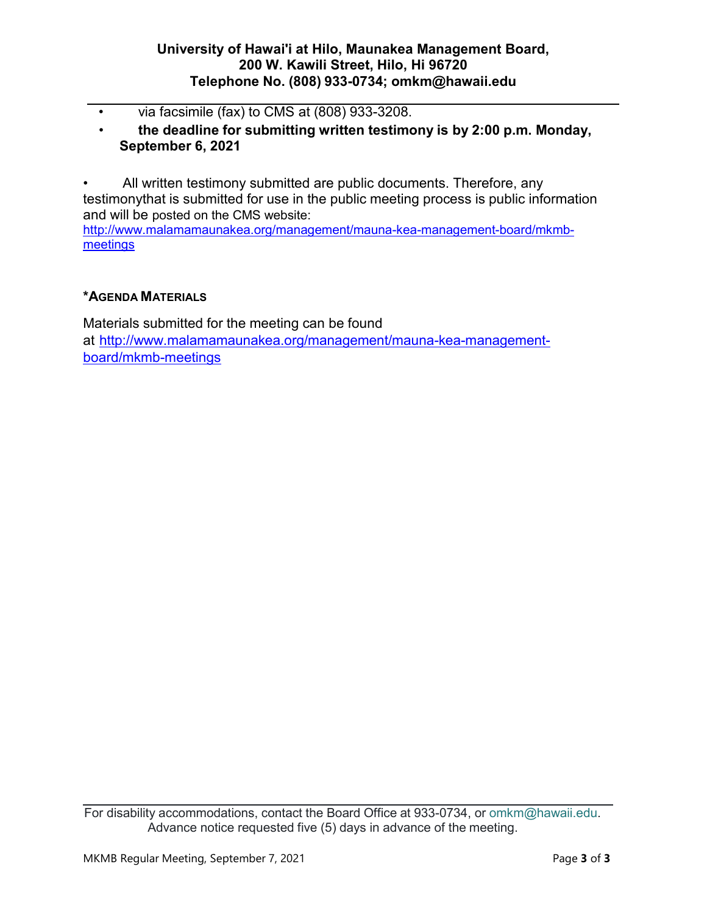- via facsimile (fax) to CMS at (808) 933-3208.
- **the deadline for submitting written testimony is by 2:00 p.m. Monday, September 6, 2021**

- All written testimony submitted are public documents. Therefore, any testimonythat is submitted for use in the public meeting process is public information and will be posted on the CMS website: [http://www.malamamaunakea.org/management/mauna-kea-management-board/mkmb-meetings](http://www.malamamaunakea.org/management/mauna-kea-management-board/mkmb-meetings)

**\*AGENDA MATERIALS**

Materials submitted for the meeting can be found at [http://www.malamamaunakea.org/management/mauna-kea-management-board/mkmb-meetings](http://www.malamamaunakea.org/management/mauna-kea-management-board/mkmb-meetings)

For disability accommodations, contact the Board Office at 933-0734, or omkm@hawaii.edu. Advance notice requested five (5) days in advance of the meeting.